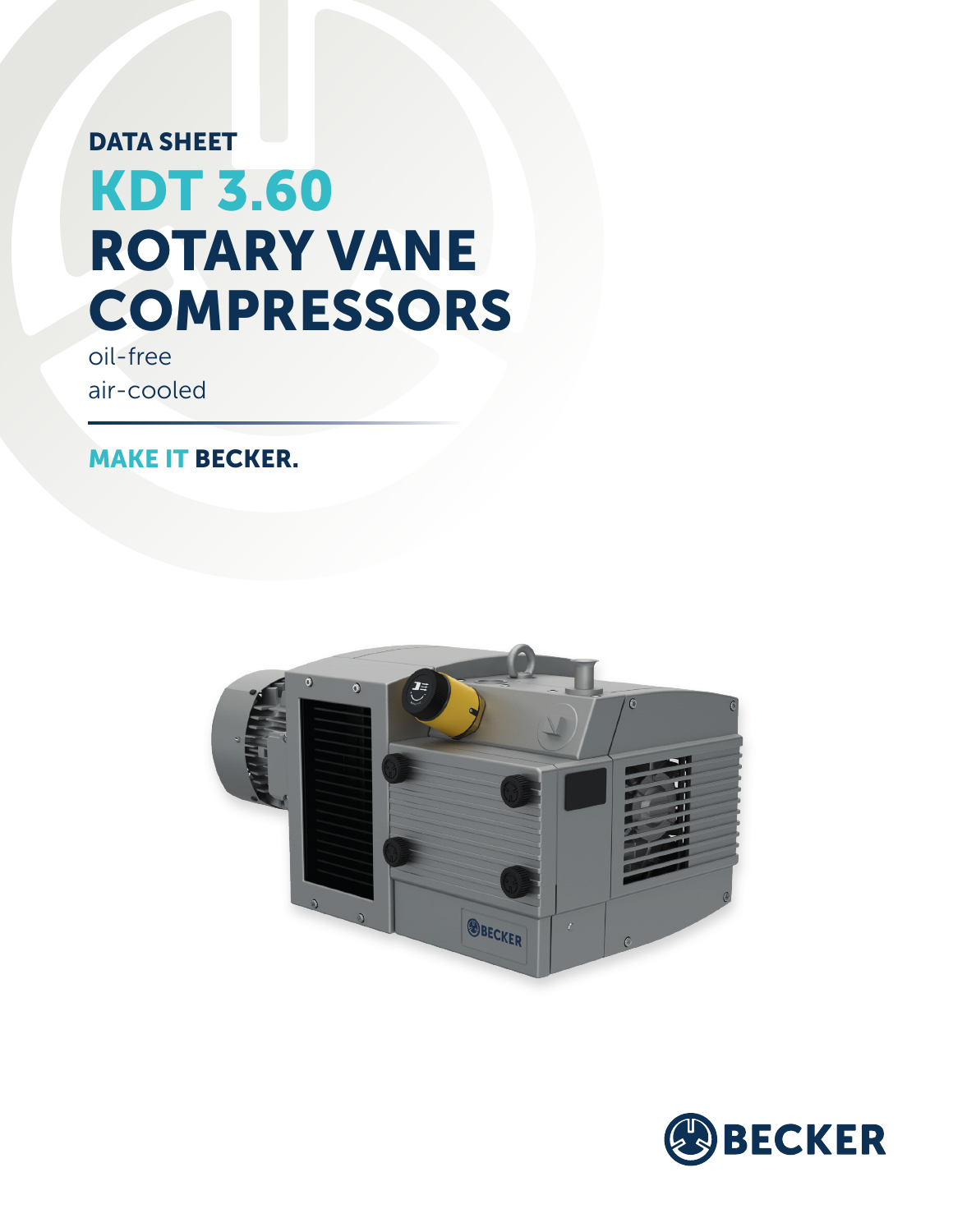DATA SHEET

# KDT 3.60 ROTARY VANE COMPRESSORS

oil-free
air-cooled

**MAKE IT BECKER.**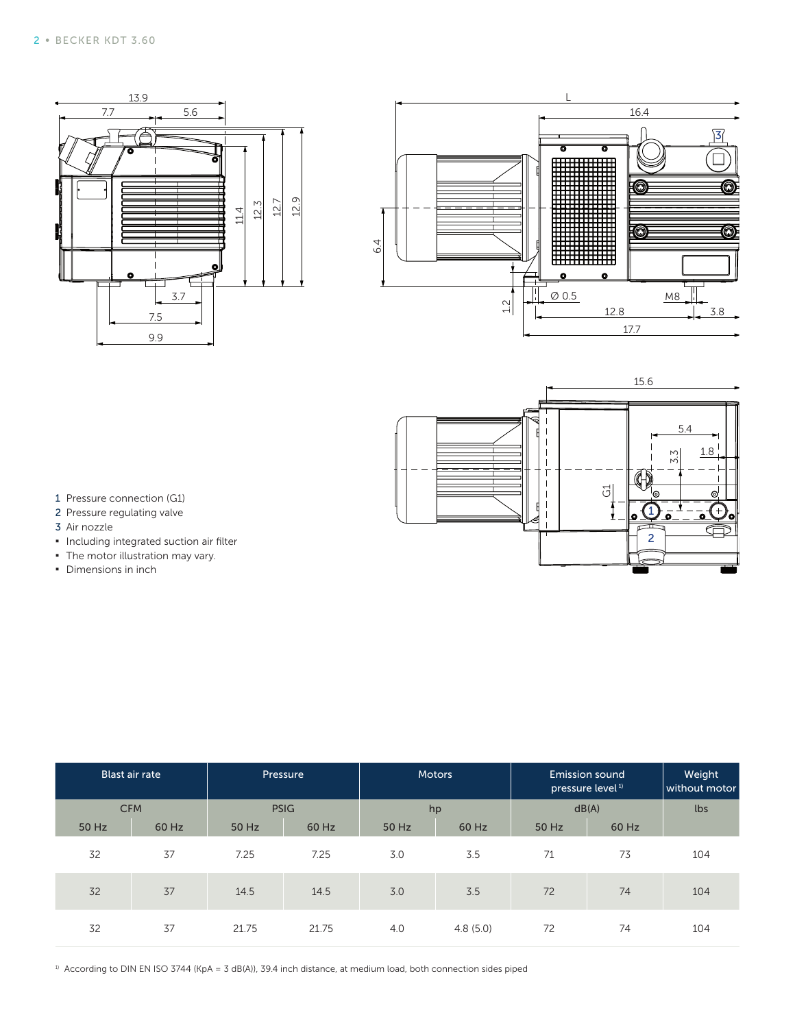1 Pressure connection (G1)
2 Pressure regulating valve
3 Air nozzle

- Including integrated suction air filter
- The motor illustration may vary.
- Dimensions in inch

| Blast air rate | | Pressure | | Motors | | Emission sound pressure level[1] | | Weight without motor |
|---|---|---|---|---|---|---|---|---|
| CFM | | PSIG | | hp | | dB(A) | | lbs |
| 50 Hz | 60 Hz | 50 Hz | 60 Hz | 50 Hz | 60 Hz | 50 Hz | 60 Hz | |
| 32 | 37 | 7.25 | 7.25 | 3.0 | 3.5 | 71 | 73 | 104 |
| 32 | 37 | 14.5 | 14.5 | 3.0 | 3.5 | 72 | 74 | 104 |
| 32 | 37 | 21.75 | 21.75 | 4.0 | 4.8 (5.0) | 72 | 74 | 104 |

[1] According to DIN EN ISO 3744 (KpA = 3 dB(A)), 39.4 inch distance, at medium load, both connection sides piped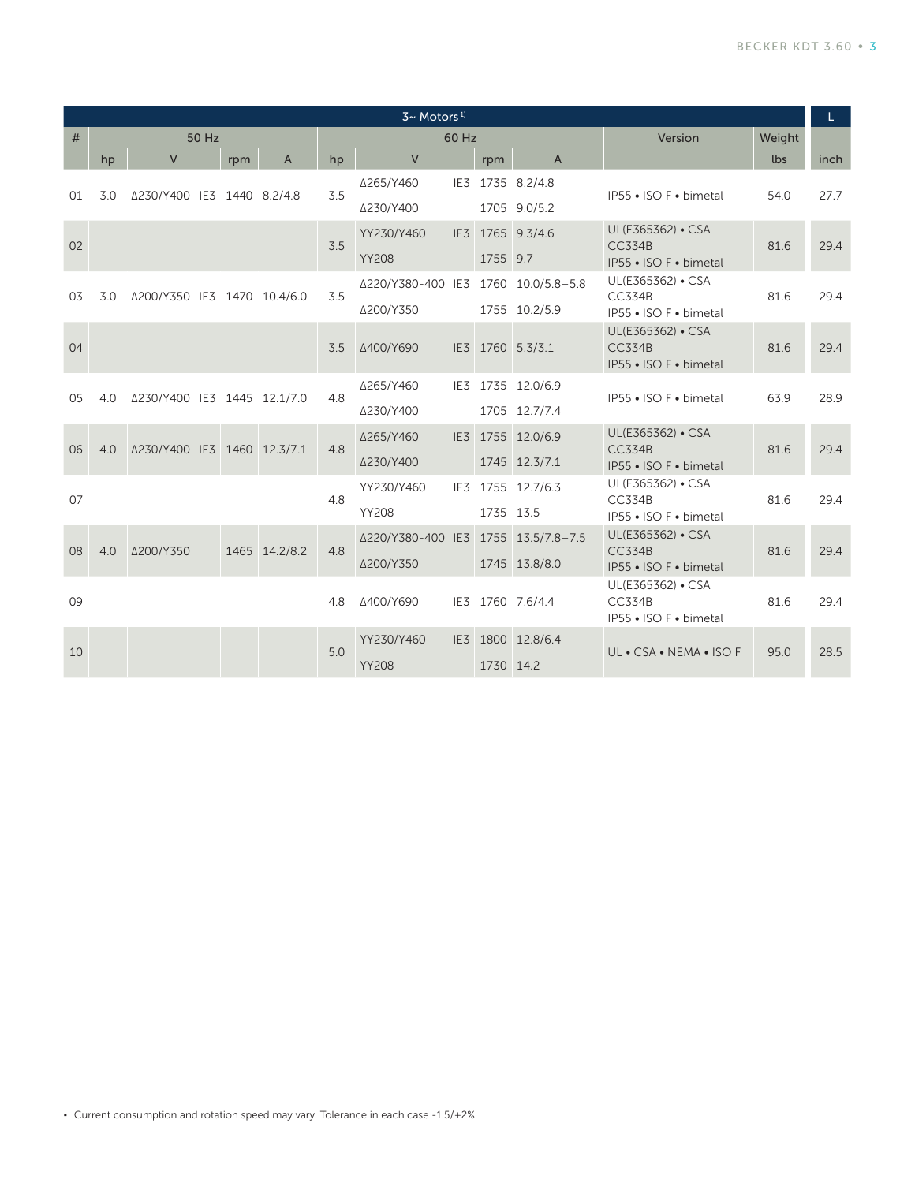| 3~ Motors[1] | | | | | | | | | | | | | | L |
|---|---|---|---|---|---|---|---|---|---|---|---|---|---|---|
| # | 50 Hz | | | | | 60 Hz | | | | | Version | Weight | | |
| | hp | V | | rpm | A | hp | V | | rpm | A | | lbs | | inch |
| 01 | 3.0 | Δ230/Y400 | IE3 | 1440 | 8.2/4.8 | 3.5 | Δ265/Y460<br>Δ230/Y400 | IE3 | 1735<br>1705 | 8.2/4.8<br>9.0/5.2 | IP55 • ISO F • bimetal | 54.0 | | 27.7 |
| 02 | | | | | | 3.5 | YY230/Y460<br>YY208 | IE3 | 1765<br>1755 | 9.3/4.6<br>9.7 | UL(E365362) • CSA CC334B IP55 • ISO F • bimetal | 81.6 | | 29.4 |
| 03 | 3.0 | Δ200/Y350 | IE3 | 1470 | 10.4/6.0 | 3.5 | Δ220/Y380-400<br>Δ200/Y350 | IE3 | 1760<br>1755 | 10.0/5.8–5.8<br>10.2/5.9 | UL(E365362) • CSA CC334B IP55 • ISO F • bimetal | 81.6 | | 29.4 |
| 04 | | | | | | 3.5 | Δ400/Y690 | IE3 | 1760 | 5.3/3.1 | UL(E365362) • CSA CC334B IP55 • ISO F • bimetal | 81.6 | | 29.4 |
| 05 | 4.0 | Δ230/Y400 | IE3 | 1445 | 12.1/7.0 | 4.8 | Δ265/Y460<br>Δ230/Y400 | IE3 | 1735<br>1705 | 12.0/6.9<br>12.7/7.4 | IP55 • ISO F • bimetal | 63.9 | | 28.9 |
| 06 | 4.0 | Δ230/Y400 | IE3 | 1460 | 12.3/7.1 | 4.8 | Δ265/Y460<br>Δ230/Y400 | IE3 | 1755<br>1745 | 12.0/6.9<br>12.3/7.1 | UL(E365362) • CSA CC334B IP55 • ISO F • bimetal | 81.6 | | 29.4 |
| 07 | | | | | | 4.8 | YY230/Y460<br>YY208 | IE3 | 1755<br>1735 | 12.7/6.3<br>13.5 | UL(E365362) • CSA CC334B IP55 • ISO F • bimetal | 81.6 | | 29.4 |
| 08 | 4.0 | Δ200/Y350 | | 1465 | 14.2/8.2 | 4.8 | Δ220/Y380-400<br>Δ200/Y350 | IE3 | 1755<br>1745 | 13.5/7.8–7.5<br>13.8/8.0 | UL(E365362) • CSA CC334B IP55 • ISO F • bimetal | 81.6 | | 29.4 |
| 09 | | | | | | 4.8 | Δ400/Y690 | IE3 | 1760 | 7.6/4.4 | UL(E365362) • CSA CC334B IP55 • ISO F • bimetal | 81.6 | | 29.4 |
| 10 | | | | | | 5.0 | YY230/Y460<br>YY208 | IE3 | 1800<br>1730 | 12.8/6.4<br>14.2 | UL • CSA • NEMA • ISO F | 95.0 | | 28.5 |

- Current consumption and rotation speed may vary. Tolerance in each case -1.5/+2%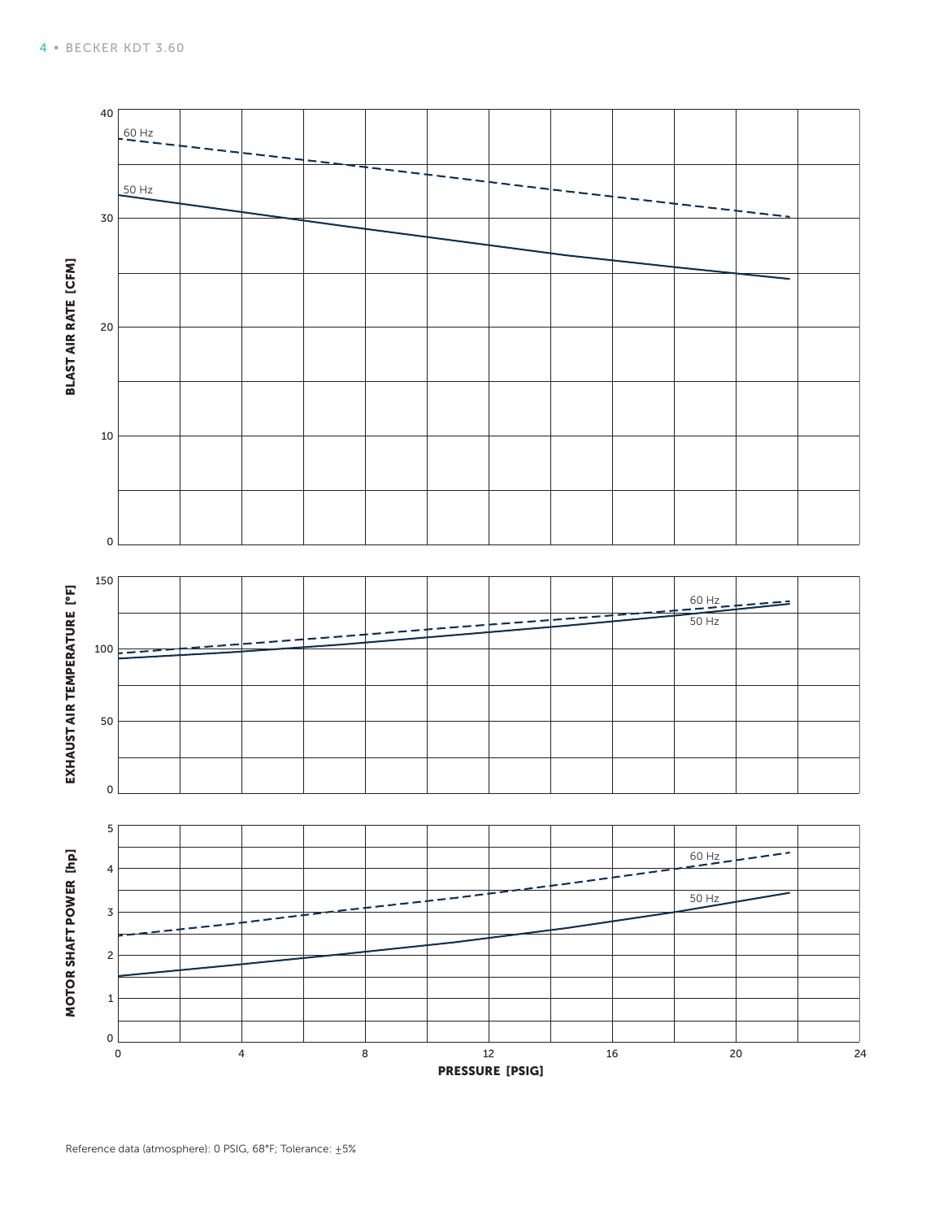Reference data (atmosphere): 0 PSIG, 68°F; Tolerance: ±5%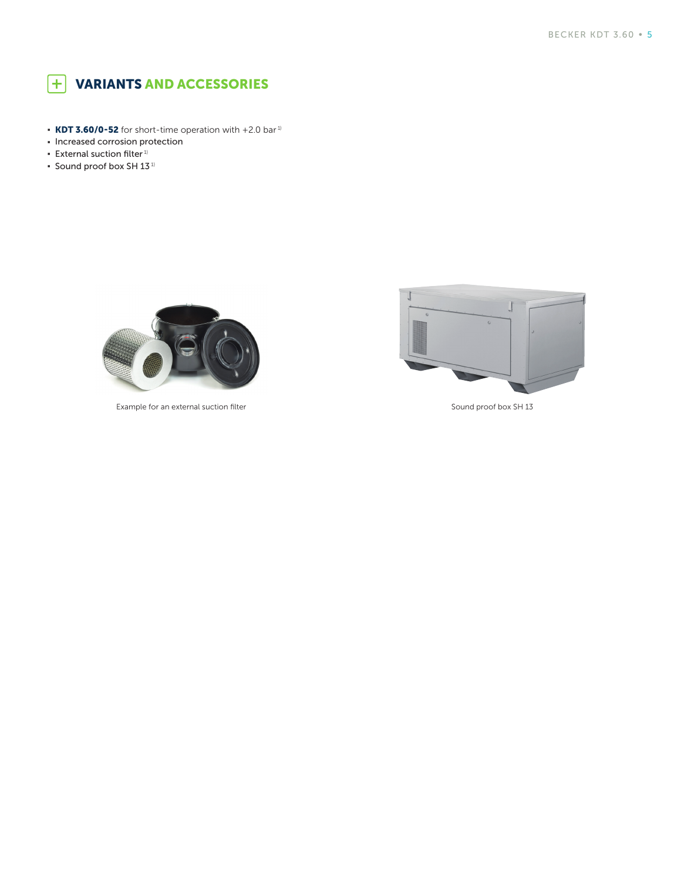## VARIANTS AND ACCESSORIES

- **KDT 3.60/0-52** for short-time operation with +2.0 bar [1)]
- Increased corrosion protection
- External suction filter [1)]
- Sound proof box SH 13 [1)]

Example for an external suction filter

Sound proof box SH 13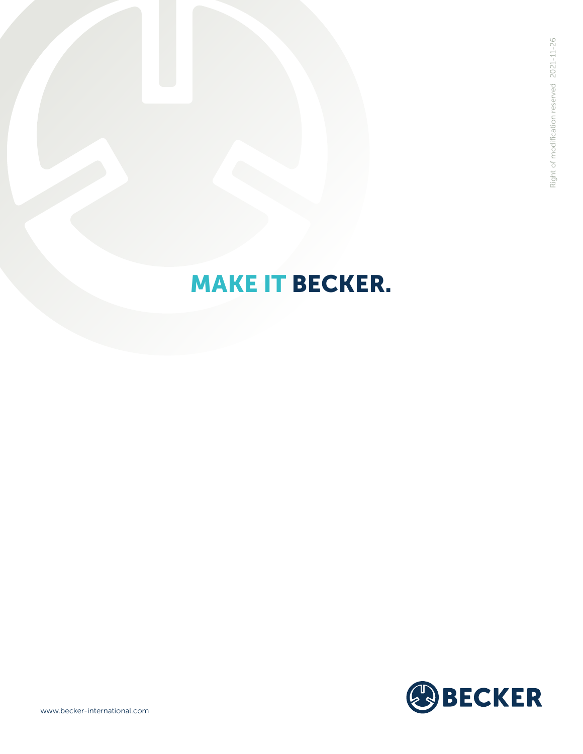# MAKE IT BECKER.

Right of modification reserved 2021-11-26

BECKER

www.becker-international.com